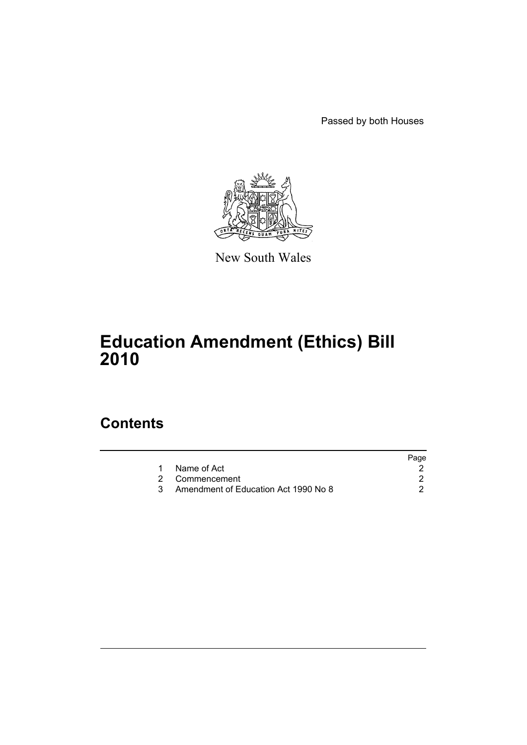Passed by both Houses

New South Wales

# Education Amendment (Ethics) Bill 2010

## Contents

| | | Page |
|---|---|---|
| 1 | Name of Act | 2 |
| 2 | Commencement | 2 |
| 3 | Amendment of Education Act 1990 No 8 | 2 |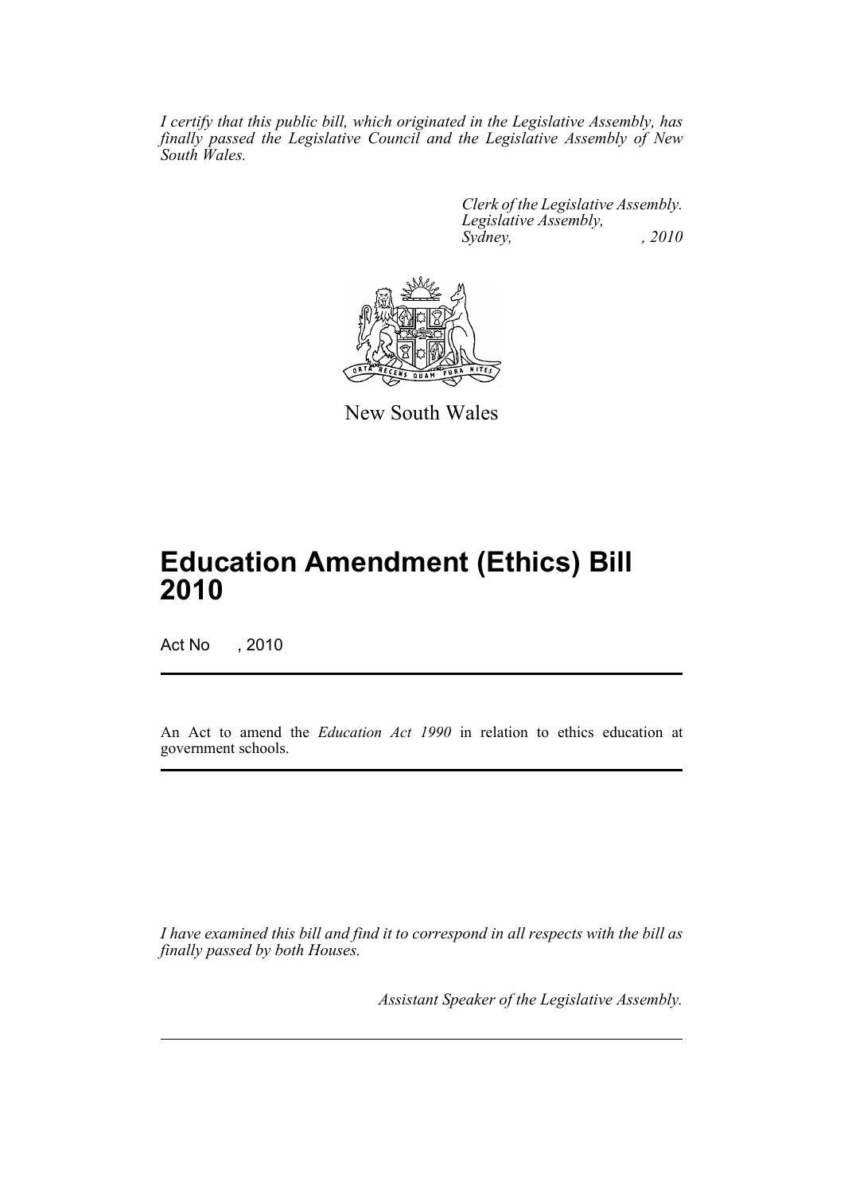*I certify that this public bill, which originated in the Legislative Assembly, has finally passed the Legislative Council and the Legislative Assembly of New South Wales.*

*Clerk of the Legislative Assembly.*
*Legislative Assembly,*
*Sydney, , 2010*

New South Wales

# Education Amendment (Ethics) Bill 2010

Act No , 2010

An Act to amend the *Education Act 1990* in relation to ethics education at government schools.

*I have examined this bill and find it to correspond in all respects with the bill as finally passed by both Houses.*

*Assistant Speaker of the Legislative Assembly.*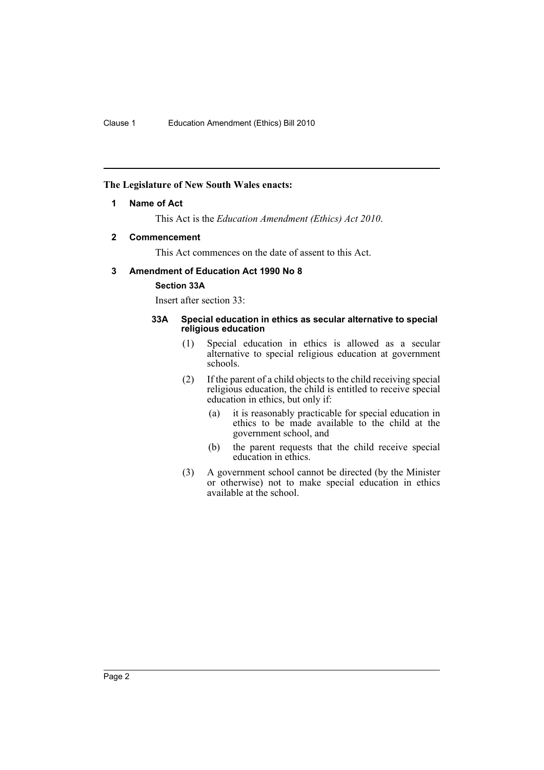**The Legislature of New South Wales enacts:**

## 1 Name of Act

This Act is the *Education Amendment (Ethics) Act 2010*.

## 2 Commencement

This Act commences on the date of assent to this Act.

## 3 Amendment of Education Act 1990 No 8

### Section 33A

Insert after section 33:

#### 33A Special education in ethics as secular alternative to special religious education

(1) Special education in ethics is allowed as a secular alternative to special religious education at government schools.

(2) If the parent of a child objects to the child receiving special religious education, the child is entitled to receive special education in ethics, but only if:

- (a) it is reasonably practicable for special education in ethics to be made available to the child at the government school, and
- (b) the parent requests that the child receive special education in ethics.

(3) A government school cannot be directed (by the Minister or otherwise) not to make special education in ethics available at the school.